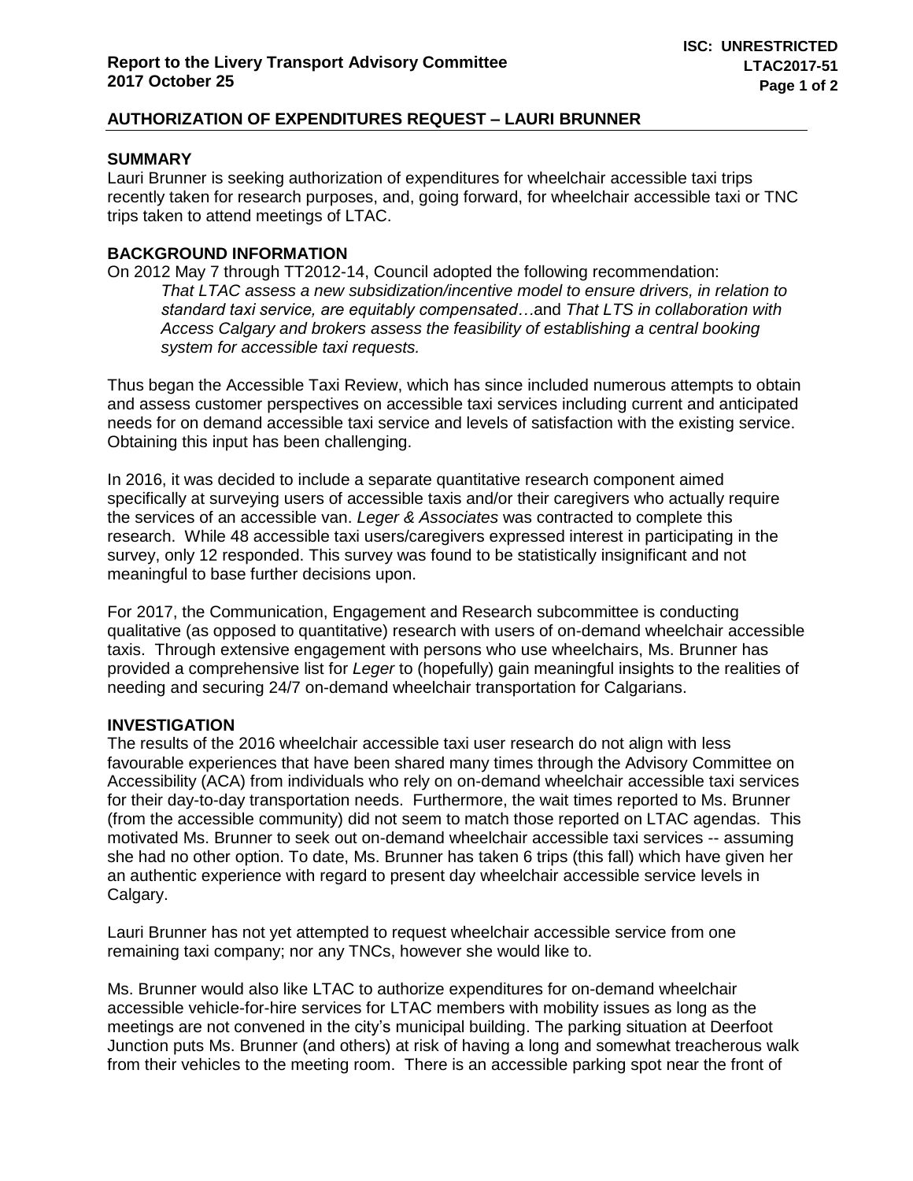**Report to the Livery Transport Advisory Committee**
**2017 October 25**

**ISC: UNRESTRICTED**
**LTAC2017-51**

## AUTHORIZATION OF EXPENDITURES REQUEST – LAURI BRUNNER

### SUMMARY

Lauri Brunner is seeking authorization of expenditures for wheelchair accessible taxi trips recently taken for research purposes, and, going forward, for wheelchair accessible taxi or TNC trips taken to attend meetings of LTAC.

### BACKGROUND INFORMATION

On 2012 May 7 through TT2012-14, Council adopted the following recommendation:

> *That LTAC assess a new subsidization/incentive model to ensure drivers, in relation to standard taxi service, are equitably compensated…*and *That LTS in collaboration with Access Calgary and brokers assess the feasibility of establishing a central booking system for accessible taxi requests.*

Thus began the Accessible Taxi Review, which has since included numerous attempts to obtain and assess customer perspectives on accessible taxi services including current and anticipated needs for on demand accessible taxi service and levels of satisfaction with the existing service. Obtaining this input has been challenging.

In 2016, it was decided to include a separate quantitative research component aimed specifically at surveying users of accessible taxis and/or their caregivers who actually require the services of an accessible van. *Leger & Associates* was contracted to complete this research. While 48 accessible taxi users/caregivers expressed interest in participating in the survey, only 12 responded. This survey was found to be statistically insignificant and not meaningful to base further decisions upon.

For 2017, the Communication, Engagement and Research subcommittee is conducting qualitative (as opposed to quantitative) research with users of on-demand wheelchair accessible taxis. Through extensive engagement with persons who use wheelchairs, Ms. Brunner has provided a comprehensive list for *Leger* to (hopefully) gain meaningful insights to the realities of needing and securing 24/7 on-demand wheelchair transportation for Calgarians.

### INVESTIGATION

The results of the 2016 wheelchair accessible taxi user research do not align with less favourable experiences that have been shared many times through the Advisory Committee on Accessibility (ACA) from individuals who rely on on-demand wheelchair accessible taxi services for their day-to-day transportation needs. Furthermore, the wait times reported to Ms. Brunner (from the accessible community) did not seem to match those reported on LTAC agendas. This motivated Ms. Brunner to seek out on-demand wheelchair accessible taxi services -- assuming she had no other option. To date, Ms. Brunner has taken 6 trips (this fall) which have given her an authentic experience with regard to present day wheelchair accessible service levels in Calgary.

Lauri Brunner has not yet attempted to request wheelchair accessible service from one remaining taxi company; nor any TNCs, however she would like to.

Ms. Brunner would also like LTAC to authorize expenditures for on-demand wheelchair accessible vehicle-for-hire services for LTAC members with mobility issues as long as the meetings are not convened in the city's municipal building. The parking situation at Deerfoot Junction puts Ms. Brunner (and others) at risk of having a long and somewhat treacherous walk from their vehicles to the meeting room. There is an accessible parking spot near the front of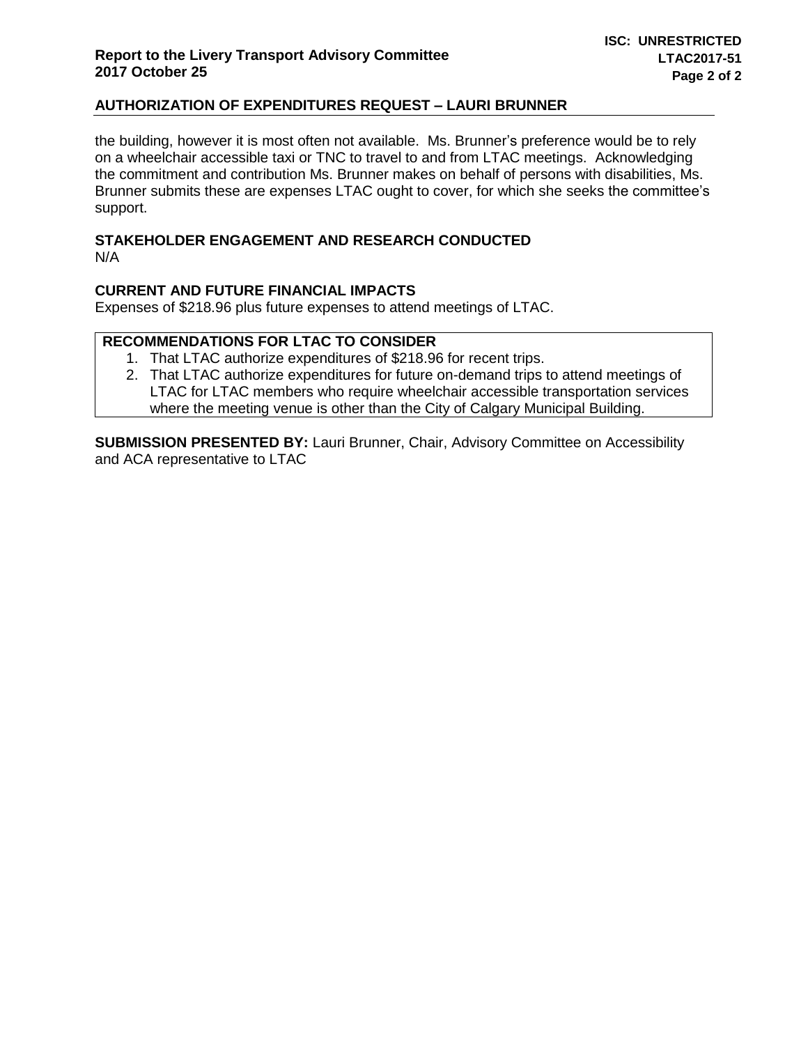## AUTHORIZATION OF EXPENDITURES REQUEST – LAURI BRUNNER

the building, however it is most often not available. Ms. Brunner's preference would be to rely on a wheelchair accessible taxi or TNC to travel to and from LTAC meetings. Acknowledging the commitment and contribution Ms. Brunner makes on behalf of persons with disabilities, Ms. Brunner submits these are expenses LTAC ought to cover, for which she seeks the committee's support.

### STAKEHOLDER ENGAGEMENT AND RESEARCH CONDUCTED

N/A

### CURRENT AND FUTURE FINANCIAL IMPACTS

Expenses of $218.96 plus future expenses to attend meetings of LTAC.

### RECOMMENDATIONS FOR LTAC TO CONSIDER

1. That LTAC authorize expenditures of $218.96 for recent trips.
2. That LTAC authorize expenditures for future on-demand trips to attend meetings of LTAC for LTAC members who require wheelchair accessible transportation services where the meeting venue is other than the City of Calgary Municipal Building.

**SUBMISSION PRESENTED BY:** Lauri Brunner, Chair, Advisory Committee on Accessibility and ACA representative to LTAC